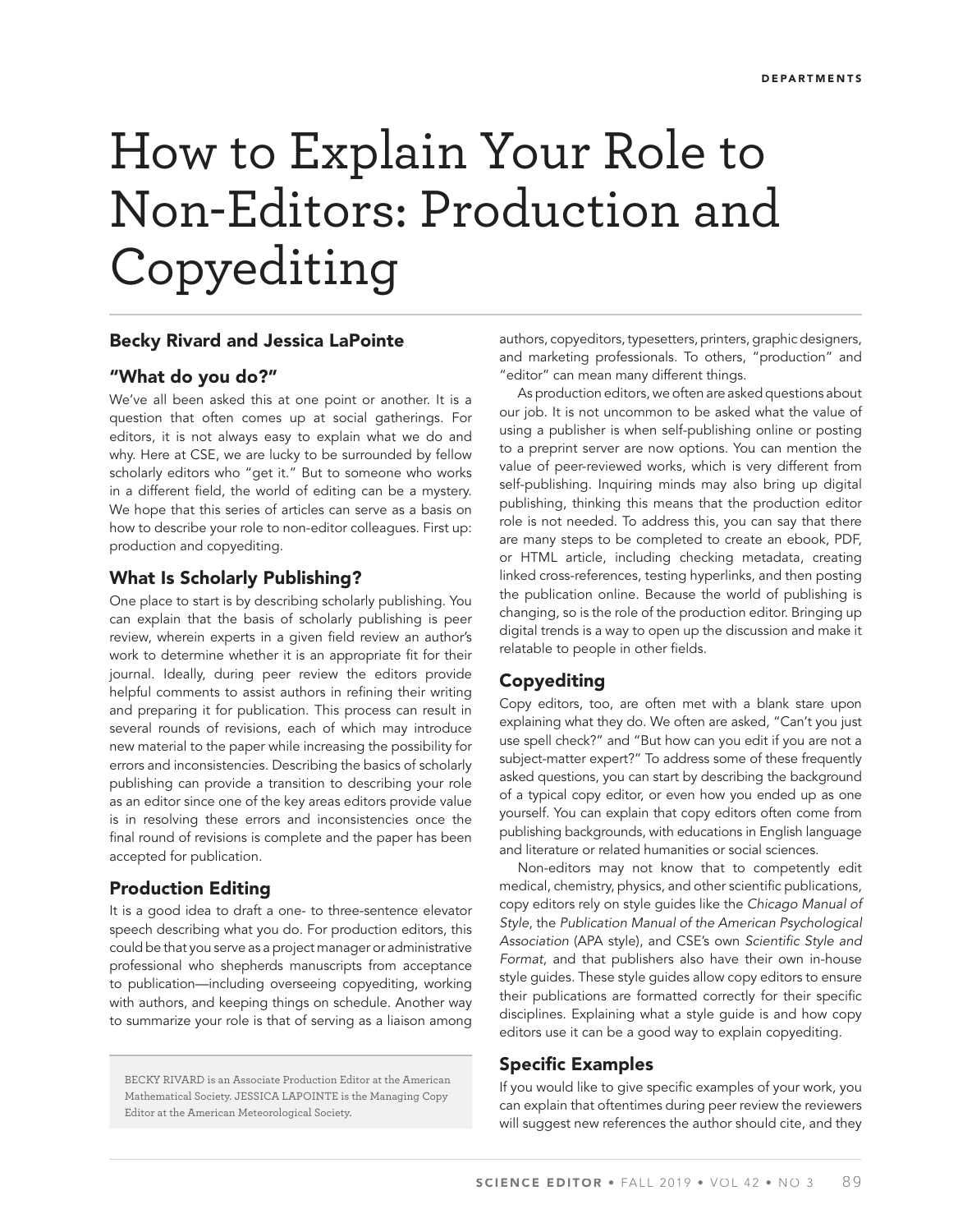# How to Explain Your Role to Non-Editors: Production and Copyediting

**Becky Rivard and Jessica LaPointe**

## "What do you do?"

We've all been asked this at one point or another. It is a question that often comes up at social gatherings. For editors, it is not always easy to explain what we do and why. Here at CSE, we are lucky to be surrounded by fellow scholarly editors who "get it." But to someone who works in a different field, the world of editing can be a mystery. We hope that this series of articles can serve as a basis on how to describe your role to non-editor colleagues. First up: production and copyediting.

## What Is Scholarly Publishing?

One place to start is by describing scholarly publishing. You can explain that the basis of scholarly publishing is peer review, wherein experts in a given field review an author's work to determine whether it is an appropriate fit for their journal. Ideally, during peer review the editors provide helpful comments to assist authors in refining their writing and preparing it for publication. This process can result in several rounds of revisions, each of which may introduce new material to the paper while increasing the possibility for errors and inconsistencies. Describing the basics of scholarly publishing can provide a transition to describing your role as an editor since one of the key areas editors provide value is in resolving these errors and inconsistencies once the final round of revisions is complete and the paper has been accepted for publication.

## Production Editing

It is a good idea to draft a one- to three-sentence elevator speech describing what you do. For production editors, this could be that you serve as a project manager or administrative professional who shepherds manuscripts from acceptance to publication—including overseeing copyediting, working with authors, and keeping things on schedule. Another way to summarize your role is that of serving as a liaison among authors, copyeditors, typesetters, printers, graphic designers, and marketing professionals. To others, "production" and "editor" can mean many different things.

As production editors, we often are asked questions about our job. It is not uncommon to be asked what the value of using a publisher is when self-publishing online or posting to a preprint server are now options. You can mention the value of peer-reviewed works, which is very different from self-publishing. Inquiring minds may also bring up digital publishing, thinking this means that the production editor role is not needed. To address this, you can say that there are many steps to be completed to create an ebook, PDF, or HTML article, including checking metadata, creating linked cross-references, testing hyperlinks, and then posting the publication online. Because the world of publishing is changing, so is the role of the production editor. Bringing up digital trends is a way to open up the discussion and make it relatable to people in other fields.

## Copyediting

Copy editors, too, are often met with a blank stare upon explaining what they do. We often are asked, "Can't you just use spell check?" and "But how can you edit if you are not a subject-matter expert?" To address some of these frequently asked questions, you can start by describing the background of a typical copy editor, or even how you ended up as one yourself. You can explain that copy editors often come from publishing backgrounds, with educations in English language and literature or related humanities or social sciences.

Non-editors may not know that to competently edit medical, chemistry, physics, and other scientific publications, copy editors rely on style guides like the *Chicago Manual of Style*, the *Publication Manual of the American Psychological Association* (APA style), and CSE's own *Scientific Style and Format*, and that publishers also have their own in-house style guides. These style guides allow copy editors to ensure their publications are formatted correctly for their specific disciplines. Explaining what a style guide is and how copy editors use it can be a good way to explain copyediting.

## Specific Examples

If you would like to give specific examples of your work, you can explain that oftentimes during peer review the reviewers will suggest new references the author should cite, and they

BECKY RIVARD is an Associate Production Editor at the American Mathematical Society. JESSICA LAPOINTE is the Managing Copy Editor at the American Meteorological Society.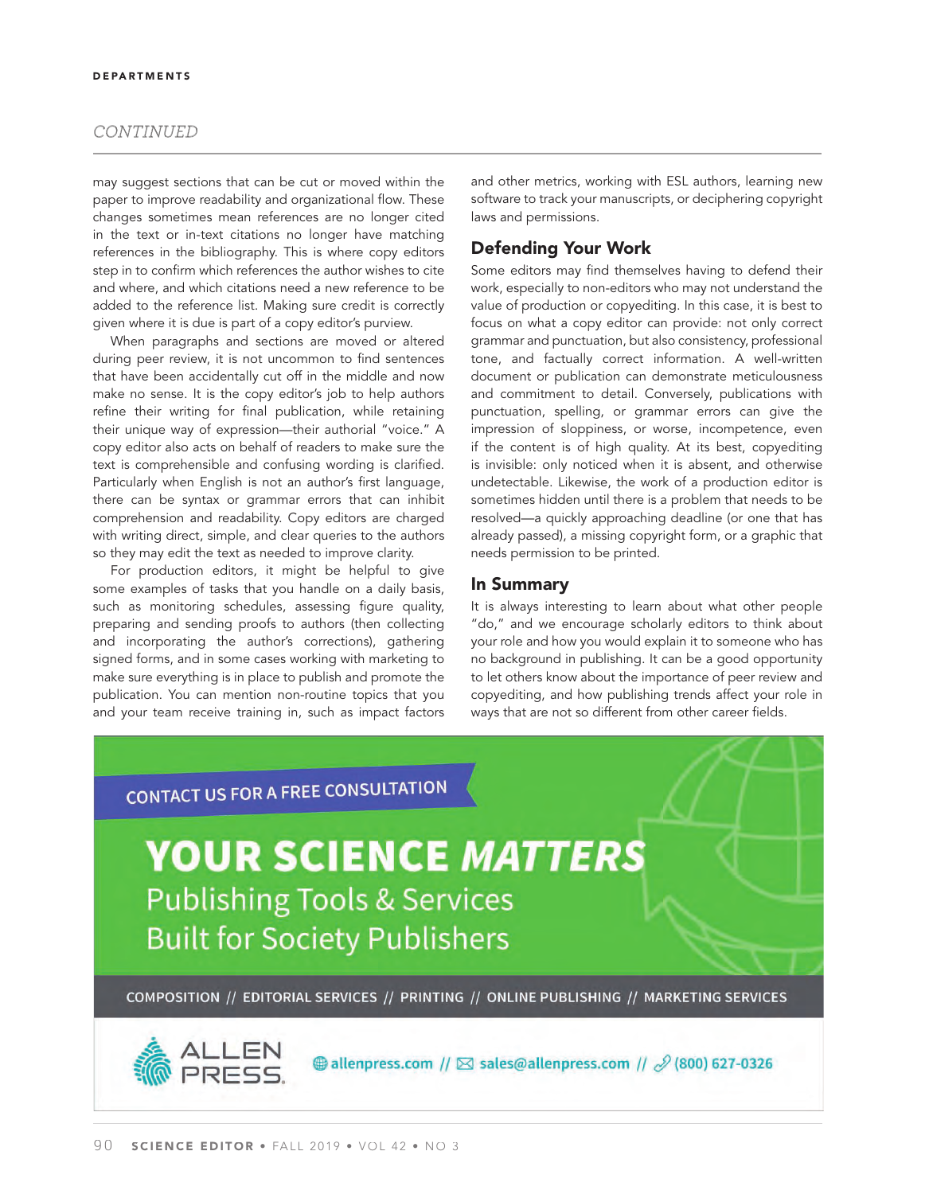may suggest sections that can be cut or moved within the paper to improve readability and organizational flow. These changes sometimes mean references are no longer cited in the text or in-text citations no longer have matching references in the bibliography. This is where copy editors step in to confirm which references the author wishes to cite and where, and which citations need a new reference to be added to the reference list. Making sure credit is correctly given where it is due is part of a copy editor's purview.

When paragraphs and sections are moved or altered during peer review, it is not uncommon to find sentences that have been accidentally cut off in the middle and now make no sense. It is the copy editor's job to help authors refine their writing for final publication, while retaining their unique way of expression—their authorial "voice." A copy editor also acts on behalf of readers to make sure the text is comprehensible and confusing wording is clarified. Particularly when English is not an author's first language, there can be syntax or grammar errors that can inhibit comprehension and readability. Copy editors are charged with writing direct, simple, and clear queries to the authors so they may edit the text as needed to improve clarity.

For production editors, it might be helpful to give some examples of tasks that you handle on a daily basis, such as monitoring schedules, assessing figure quality, preparing and sending proofs to authors (then collecting and incorporating the author's corrections), gathering signed forms, and in some cases working with marketing to make sure everything is in place to publish and promote the publication. You can mention non-routine topics that you and your team receive training in, such as impact factors and other metrics, working with ESL authors, learning new software to track your manuscripts, or deciphering copyright laws and permissions.

## Defending Your Work

Some editors may find themselves having to defend their work, especially to non-editors who may not understand the value of production or copyediting. In this case, it is best to focus on what a copy editor can provide: not only correct grammar and punctuation, but also consistency, professional tone, and factually correct information. A well-written document or publication can demonstrate meticulousness and commitment to detail. Conversely, publications with punctuation, spelling, or grammar errors can give the impression of sloppiness, or worse, incompetence, even if the content is of high quality. At its best, copyediting is invisible: only noticed when it is absent, and otherwise undetectable. Likewise, the work of a production editor is sometimes hidden until there is a problem that needs to be resolved—a quickly approaching deadline (or one that has already passed), a missing copyright form, or a graphic that needs permission to be printed.

## In Summary

It is always interesting to learn about what other people "do," and we encourage scholarly editors to think about your role and how you would explain it to someone who has no background in publishing. It can be a good opportunity to let others know about the importance of peer review and copyediting, and how publishing trends affect your role in ways that are not so different from other career fields.

CONTACT US FOR A FREE CONSULTATION

**YOUR SCIENCE *MATTERS***

Publishing Tools & Services
Built for Society Publishers

COMPOSITION // EDITORIAL SERVICES // PRINTING // ONLINE PUBLISHING // MARKETING SERVICES

ALLEN PRESS

allenpress.com // sales@allenpress.com // (800) 627-0326